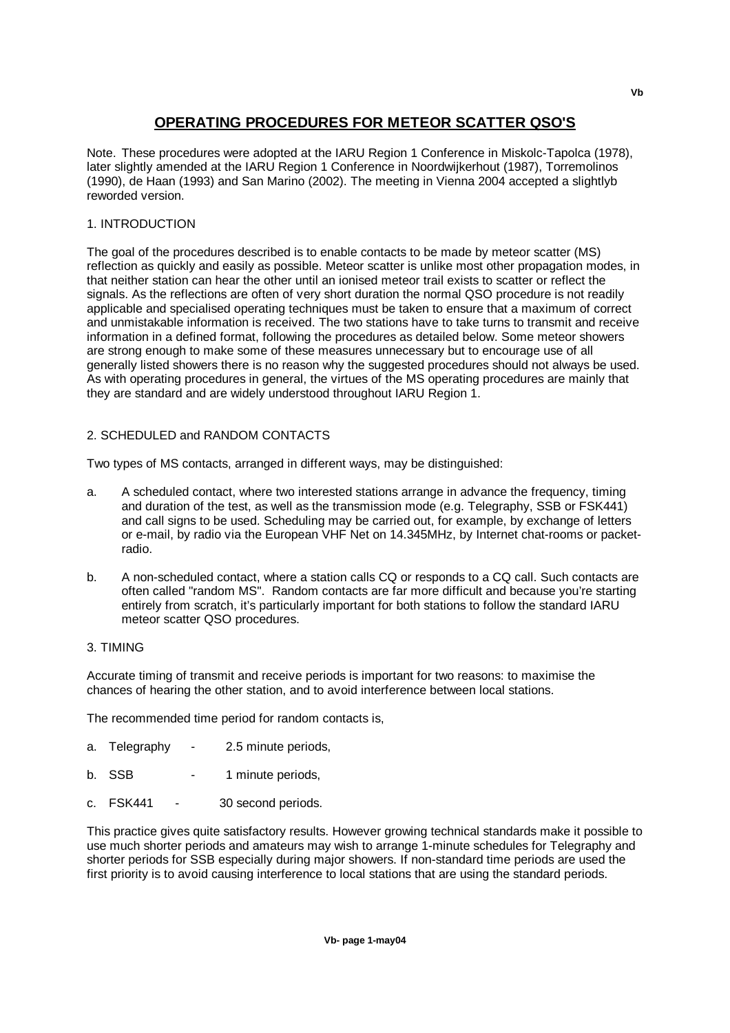# OPERATING PROCEDURES FOR METEOR SCATTER QSO'S

Note. These procedures were adopted at the IARU Region 1 Conference in Miskolc-Tapolca (1978), later slightly amended at the IARU Region 1 Conference in Noordwijkerhout (1987), Torremolinos (1990), de Haan (1993) and San Marino (2002). The meeting in Vienna 2004 accepted a slightlyb reworded version.

## 1. INTRODUCTION

The goal of the procedures described is to enable contacts to be made by meteor scatter (MS) reflection as quickly and easily as possible. Meteor scatter is unlike most other propagation modes, in that neither station can hear the other until an ionised meteor trail exists to scatter or reflect the signals. As the reflections are often of very short duration the normal QSO procedure is not readily applicable and specialised operating techniques must be taken to ensure that a maximum of correct and unmistakable information is received. The two stations have to take turns to transmit and receive information in a defined format, following the procedures as detailed below. Some meteor showers are strong enough to make some of these measures unnecessary but to encourage use of all generally listed showers there is no reason why the suggested procedures should not always be used. As with operating procedures in general, the virtues of the MS operating procedures are mainly that they are standard and are widely understood throughout IARU Region 1.

## 2. SCHEDULED and RANDOM CONTACTS

Two types of MS contacts, arranged in different ways, may be distinguished:

a. A scheduled contact, where two interested stations arrange in advance the frequency, timing and duration of the test, as well as the transmission mode (e.g. Telegraphy, SSB or FSK441) and call signs to be used. Scheduling may be carried out, for example, by exchange of letters or e-mail, by radio via the European VHF Net on 14.345MHz, by Internet chat-rooms or packet-radio.

b. A non-scheduled contact, where a station calls CQ or responds to a CQ call. Such contacts are often called "random MS". Random contacts are far more difficult and because you're starting entirely from scratch, it's particularly important for both stations to follow the standard IARU meteor scatter QSO procedures.

## 3. TIMING

Accurate timing of transmit and receive periods is important for two reasons: to maximise the chances of hearing the other station, and to avoid interference between local stations.

The recommended time period for random contacts is,

a. Telegraphy - 2.5 minute periods,

b. SSB - 1 minute periods,

c. FSK441 - 30 second periods.

This practice gives quite satisfactory results. However growing technical standards make it possible to use much shorter periods and amateurs may wish to arrange 1-minute schedules for Telegraphy and shorter periods for SSB especially during major showers. If non-standard time periods are used the first priority is to avoid causing interference to local stations that are using the standard periods.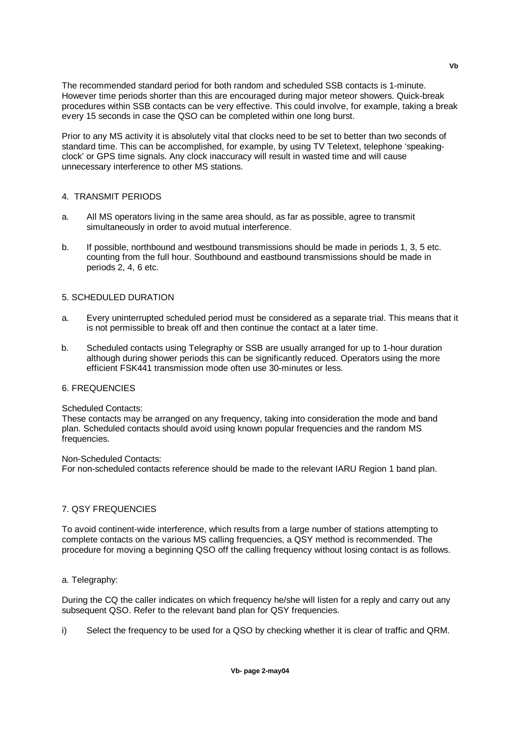The recommended standard period for both random and scheduled SSB contacts is 1-minute. However time periods shorter than this are encouraged during major meteor showers. Quick-break procedures within SSB contacts can be very effective. This could involve, for example, taking a break every 15 seconds in case the QSO can be completed within one long burst.

Prior to any MS activity it is absolutely vital that clocks need to be set to better than two seconds of standard time. This can be accomplished, for example, by using TV Teletext, telephone 'speaking-clock' or GPS time signals. Any clock inaccuracy will result in wasted time and will cause unnecessary interference to other MS stations.

## 4. TRANSMIT PERIODS

a. All MS operators living in the same area should, as far as possible, agree to transmit simultaneously in order to avoid mutual interference.

b. If possible, northbound and westbound transmissions should be made in periods 1, 3, 5 etc. counting from the full hour. Southbound and eastbound transmissions should be made in periods 2, 4, 6 etc.

## 5. SCHEDULED DURATION

a. Every uninterrupted scheduled period must be considered as a separate trial. This means that it is not permissible to break off and then continue the contact at a later time.

b. Scheduled contacts using Telegraphy or SSB are usually arranged for up to 1-hour duration although during shower periods this can be significantly reduced. Operators using the more efficient FSK441 transmission mode often use 30-minutes or less.

## 6. FREQUENCIES

Scheduled Contacts:
These contacts may be arranged on any frequency, taking into consideration the mode and band plan. Scheduled contacts should avoid using known popular frequencies and the random MS frequencies.

Non-Scheduled Contacts:
For non-scheduled contacts reference should be made to the relevant IARU Region 1 band plan.

## 7. QSY FREQUENCIES

To avoid continent-wide interference, which results from a large number of stations attempting to complete contacts on the various MS calling frequencies, a QSY method is recommended. The procedure for moving a beginning QSO off the calling frequency without losing contact is as follows.

a. Telegraphy:

During the CQ the caller indicates on which frequency he/she will listen for a reply and carry out any subsequent QSO. Refer to the relevant band plan for QSY frequencies.

i) Select the frequency to be used for a QSO by checking whether it is clear of traffic and QRM.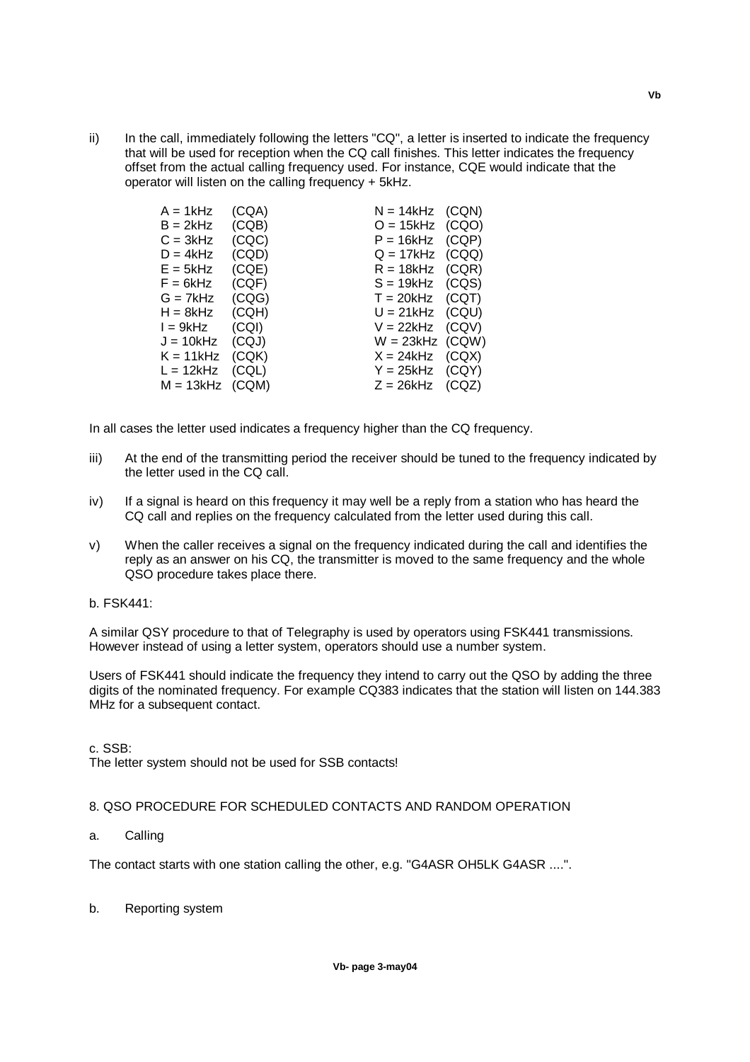ii) In the call, immediately following the letters "CQ", a letter is inserted to indicate the frequency that will be used for reception when the CQ call finishes. This letter indicates the frequency offset from the actual calling frequency used. For instance, CQE would indicate that the operator will listen on the calling frequency + 5kHz.

| | | | |
|---|---|---|---|
| A = 1kHz | (CQA) | N = 14kHz | (CQN) |
| B = 2kHz | (CQB) | O = 15kHz | (CQO) |
| C = 3kHz | (CQC) | P = 16kHz | (CQP) |
| D = 4kHz | (CQD) | Q = 17kHz | (CQQ) |
| E = 5kHz | (CQE) | R = 18kHz | (CQR) |
| F = 6kHz | (CQF) | S = 19kHz | (CQS) |
| G = 7kHz | (CQG) | T = 20kHz | (CQT) |
| H = 8kHz | (CQH) | U = 21kHz | (CQU) |
| I = 9kHz | (CQI) | V = 22kHz | (CQV) |
| J = 10kHz | (CQJ) | W = 23kHz | (CQW) |
| K = 11kHz | (CQK) | X = 24kHz | (CQX) |
| L = 12kHz | (CQL) | Y = 25kHz | (CQY) |
| M = 13kHz | (CQM) | Z = 26kHz | (CQZ) |

In all cases the letter used indicates a frequency higher than the CQ frequency.

iii) At the end of the transmitting period the receiver should be tuned to the frequency indicated by the letter used in the CQ call.

iv) If a signal is heard on this frequency it may well be a reply from a station who has heard the CQ call and replies on the frequency calculated from the letter used during this call.

v) When the caller receives a signal on the frequency indicated during the call and identifies the reply as an answer on his CQ, the transmitter is moved to the same frequency and the whole QSO procedure takes place there.

b. FSK441:

A similar QSY procedure to that of Telegraphy is used by operators using FSK441 transmissions. However instead of using a letter system, operators should use a number system.

Users of FSK441 should indicate the frequency they intend to carry out the QSO by adding the three digits of the nominated frequency. For example CQ383 indicates that the station will listen on 144.383 MHz for a subsequent contact.

c. SSB:
The letter system should not be used for SSB contacts!

## 8. QSO PROCEDURE FOR SCHEDULED CONTACTS AND RANDOM OPERATION

a. Calling

The contact starts with one station calling the other, e.g. "G4ASR OH5LK G4ASR ....".

b. Reporting system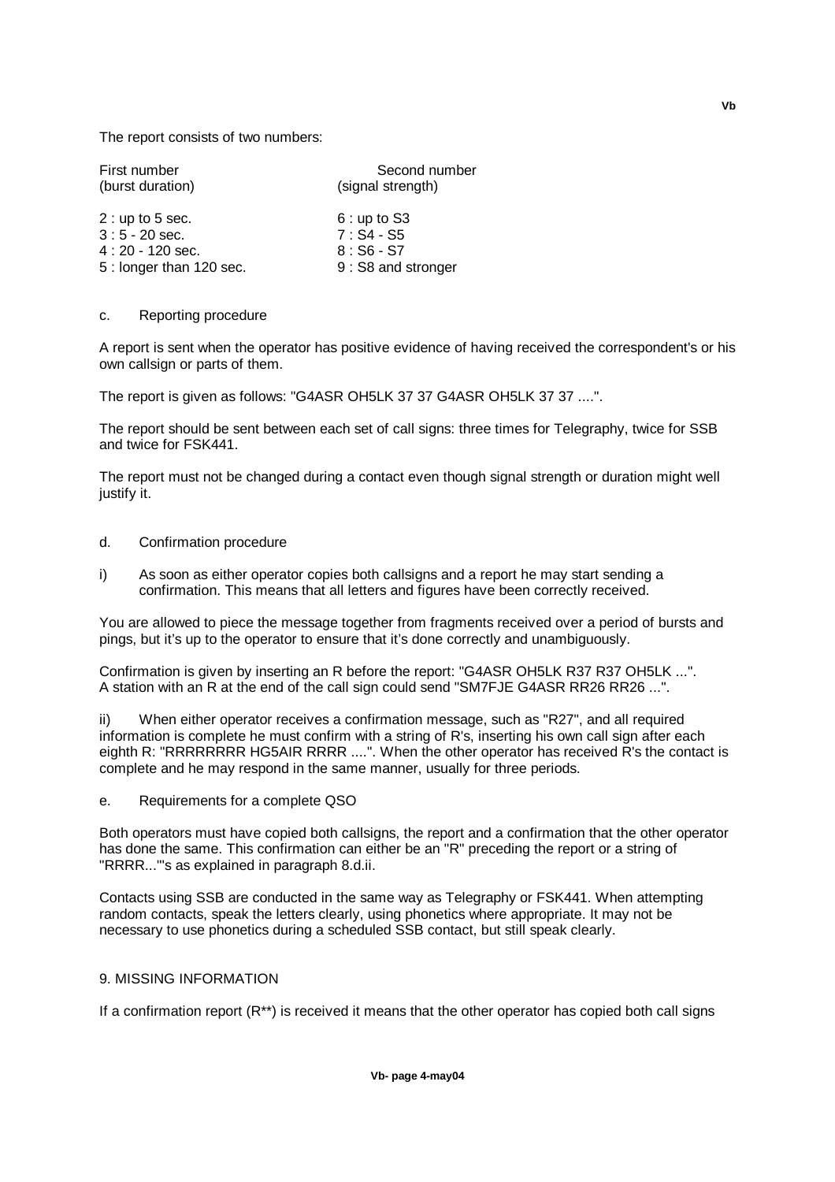The report consists of two numbers:

| First number (burst duration) | Second number (signal strength) |
|---|---|
| 2 : up to 5 sec. | 6 : up to S3 |
| 3 : 5 - 20 sec. | 7 : S4 - S5 |
| 4 : 20 - 120 sec. | 8 : S6 - S7 |
| 5 : longer than 120 sec. | 9 : S8 and stronger |

c. Reporting procedure

A report is sent when the operator has positive evidence of having received the correspondent's or his own callsign or parts of them.

The report is given as follows: "G4ASR OH5LK 37 37 G4ASR OH5LK 37 37 ....".

The report should be sent between each set of call signs: three times for Telegraphy, twice for SSB and twice for FSK441.

The report must not be changed during a contact even though signal strength or duration might well justify it.

d. Confirmation procedure

i) As soon as either operator copies both callsigns and a report he may start sending a confirmation. This means that all letters and figures have been correctly received.

You are allowed to piece the message together from fragments received over a period of bursts and pings, but it's up to the operator to ensure that it's done correctly and unambiguously.

Confirmation is given by inserting an R before the report: "G4ASR OH5LK R37 R37 OH5LK ...". A station with an R at the end of the call sign could send "SM7FJE G4ASR RR26 RR26 ...".

ii) When either operator receives a confirmation message, such as "R27", and all required information is complete he must confirm with a string of R's, inserting his own call sign after each eighth R: "RRRRRRRR HG5AIR RRRR ....". When the other operator has received R's the contact is complete and he may respond in the same manner, usually for three periods.

e. Requirements for a complete QSO

Both operators must have copied both callsigns, the report and a confirmation that the other operator has done the same. This confirmation can either be an "R" preceding the report or a string of "RRRR..."'s as explained in paragraph 8.d.ii.

Contacts using SSB are conducted in the same way as Telegraphy or FSK441. When attempting random contacts, speak the letters clearly, using phonetics where appropriate. It may not be necessary to use phonetics during a scheduled SSB contact, but still speak clearly.

## 9. MISSING INFORMATION

If a confirmation report (R**) is received it means that the other operator has copied both call signs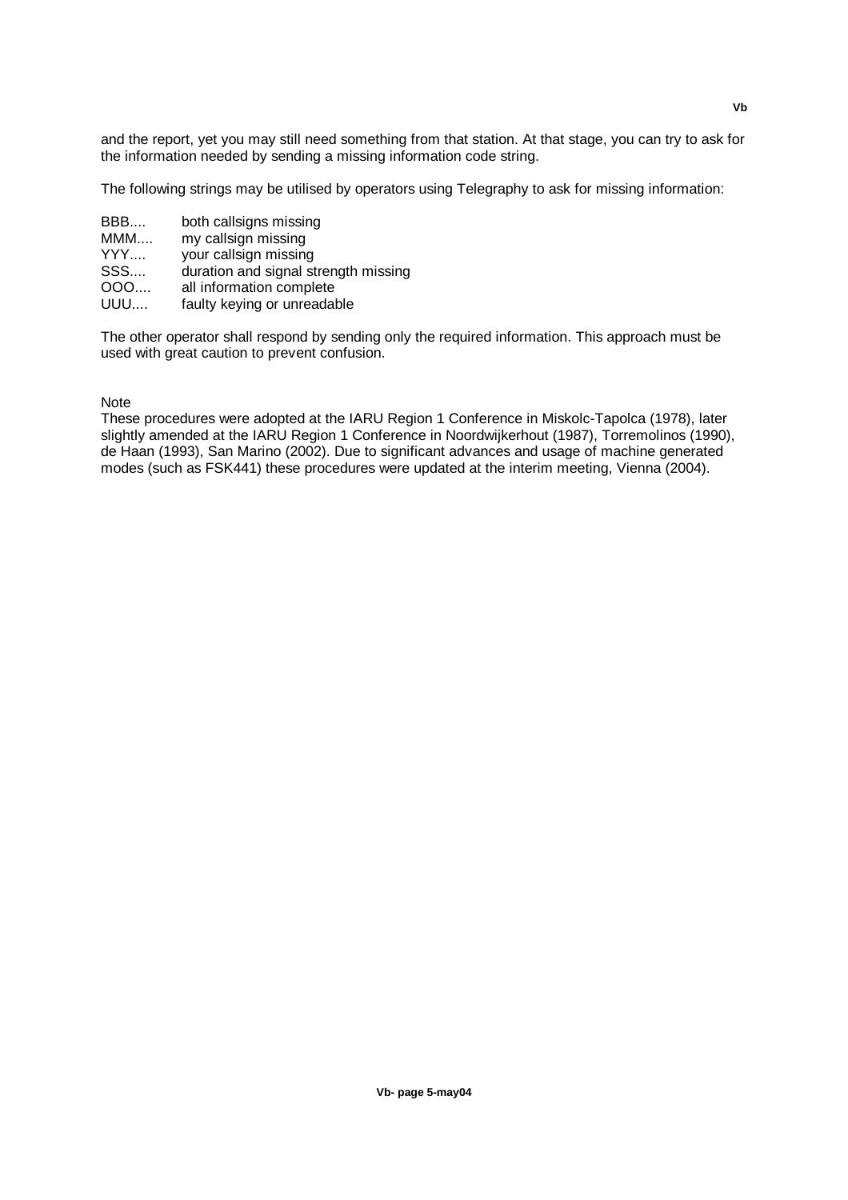and the report, yet you may still need something from that station. At that stage, you can try to ask for the information needed by sending a missing information code string.

The following strings may be utilised by operators using Telegraphy to ask for missing information:

| | |
|---|---|
| BBB.... | both callsigns missing |
| MMM.... | my callsign missing |
| YYY.... | your callsign missing |
| SSS.... | duration and signal strength missing |
| OOO.... | all information complete |
| UUU.... | faulty keying or unreadable |

The other operator shall respond by sending only the required information. This approach must be used with great caution to prevent confusion.

Note

These procedures were adopted at the IARU Region 1 Conference in Miskolc-Tapolca (1978), later slightly amended at the IARU Region 1 Conference in Noordwijkerhout (1987), Torremolinos (1990), de Haan (1993), San Marino (2002). Due to significant advances and usage of machine generated modes (such as FSK441) these procedures were updated at the interim meeting, Vienna (2004).